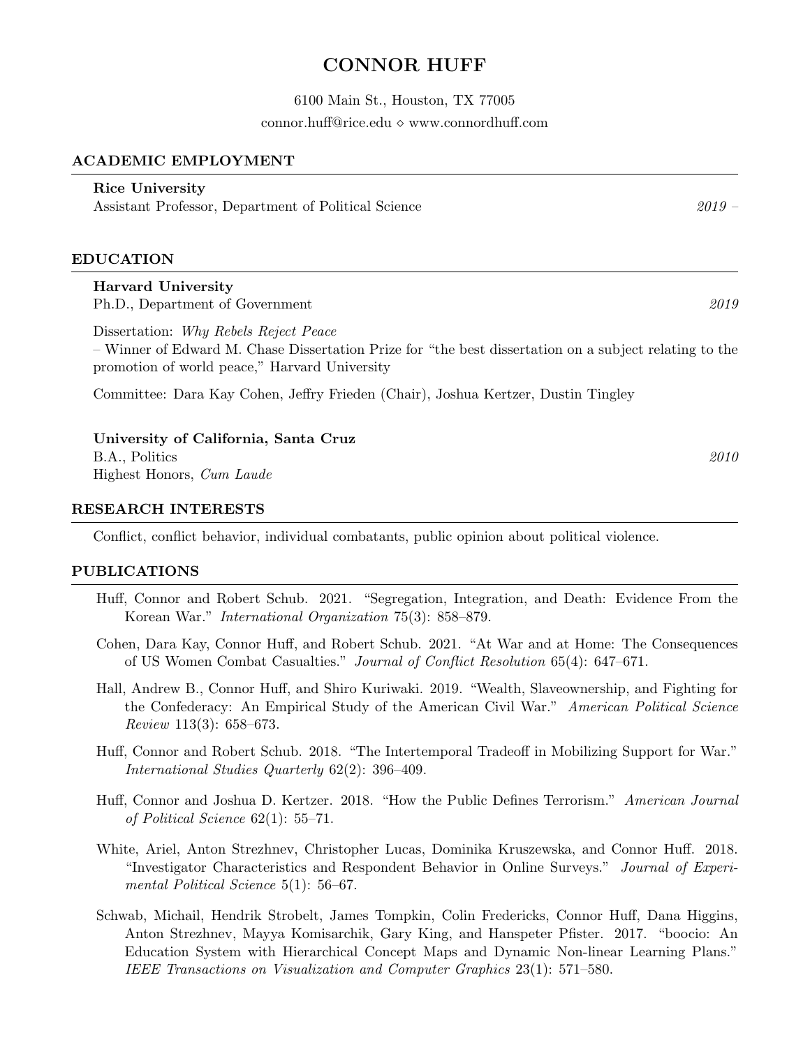# CONNOR HUFF

6100 Main St., Houston, TX 77005

connor.huff@rice.edu ⋄ www.connordhuff.com

## ACADEMIC EMPLOYMENT

**Rice University**
Assistant Professor, Department of Political Science *2019 –*

## EDUCATION

**Harvard University**
Ph.D., Department of Government *2019*

Dissertation: *Why Rebels Reject Peace*
– Winner of Edward M. Chase Dissertation Prize for "the best dissertation on a subject relating to the promotion of world peace," Harvard University

Committee: Dara Kay Cohen, Jeffry Frieden (Chair), Joshua Kertzer, Dustin Tingley

**University of California, Santa Cruz**
B.A., Politics *2010*
Highest Honors, *Cum Laude*

## RESEARCH INTERESTS

Conflict, conflict behavior, individual combatants, public opinion about political violence.

## PUBLICATIONS

Huff, Connor and Robert Schub. 2021. "Segregation, Integration, and Death: Evidence From the Korean War." *International Organization* 75(3): 858–879.

Cohen, Dara Kay, Connor Huff, and Robert Schub. 2021. "At War and at Home: The Consequences of US Women Combat Casualties." *Journal of Conflict Resolution* 65(4): 647–671.

Hall, Andrew B., Connor Huff, and Shiro Kuriwaki. 2019. "Wealth, Slaveownership, and Fighting for the Confederacy: An Empirical Study of the American Civil War." *American Political Science Review* 113(3): 658–673.

Huff, Connor and Robert Schub. 2018. "The Intertemporal Tradeoff in Mobilizing Support for War." *International Studies Quarterly* 62(2): 396–409.

Huff, Connor and Joshua D. Kertzer. 2018. "How the Public Defines Terrorism." *American Journal of Political Science* 62(1): 55–71.

White, Ariel, Anton Strezhnev, Christopher Lucas, Dominika Kruszewska, and Connor Huff. 2018. "Investigator Characteristics and Respondent Behavior in Online Surveys." *Journal of Experimental Political Science* 5(1): 56–67.

Schwab, Michail, Hendrik Strobelt, James Tompkin, Colin Fredericks, Connor Huff, Dana Higgins, Anton Strezhnev, Mayya Komisarchik, Gary King, and Hanspeter Pfister. 2017. "boocio: An Education System with Hierarchical Concept Maps and Dynamic Non-linear Learning Plans." *IEEE Transactions on Visualization and Computer Graphics* 23(1): 571–580.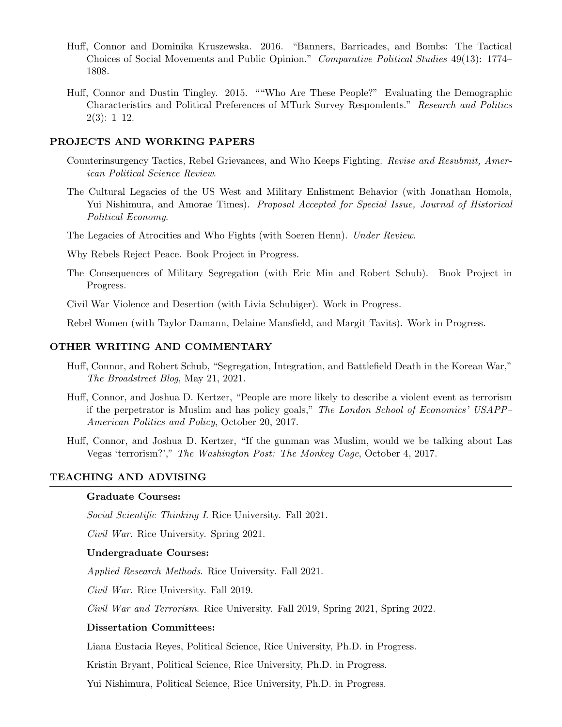Huff, Connor and Dominika Kruszewska. 2016. “Banners, Barricades, and Bombs: The Tactical Choices of Social Movements and Public Opinion.” *Comparative Political Studies* 49(13): 1774–1808.

Huff, Connor and Dustin Tingley. 2015. ““Who Are These People?” Evaluating the Demographic Characteristics and Political Preferences of MTurk Survey Respondents.” *Research and Politics* 2(3): 1–12.

## PROJECTS AND WORKING PAPERS

Counterinsurgency Tactics, Rebel Grievances, and Who Keeps Fighting. *Revise and Resubmit, American Political Science Review*.

The Cultural Legacies of the US West and Military Enlistment Behavior (with Jonathan Homola, Yui Nishimura, and Amorae Times). *Proposal Accepted for Special Issue, Journal of Historical Political Economy*.

The Legacies of Atrocities and Who Fights (with Soeren Henn). *Under Review*.

Why Rebels Reject Peace. Book Project in Progress.

The Consequences of Military Segregation (with Eric Min and Robert Schub). Book Project in Progress.

Civil War Violence and Desertion (with Livia Schubiger). Work in Progress.

Rebel Women (with Taylor Damann, Delaine Mansfield, and Margit Tavits). Work in Progress.

## OTHER WRITING AND COMMENTARY

Huff, Connor, and Robert Schub, “Segregation, Integration, and Battlefield Death in the Korean War,” *The Broadstreet Blog*, May 21, 2021.

Huff, Connor, and Joshua D. Kertzer, “People are more likely to describe a violent event as terrorism if the perpetrator is Muslim and has policy goals,” *The London School of Economics’ USAPP–American Politics and Policy*, October 20, 2017.

Huff, Connor, and Joshua D. Kertzer, “If the gunman was Muslim, would we be talking about Las Vegas ‘terrorism?’,” *The Washington Post: The Monkey Cage*, October 4, 2017.

## TEACHING AND ADVISING

**Graduate Courses:**

*Social Scientific Thinking I*. Rice University. Fall 2021.

*Civil War*. Rice University. Spring 2021.

**Undergraduate Courses:**

*Applied Research Methods*. Rice University. Fall 2021.

*Civil War*. Rice University. Fall 2019.

*Civil War and Terrorism*. Rice University. Fall 2019, Spring 2021, Spring 2022.

**Dissertation Committees:**

Liana Eustacia Reyes, Political Science, Rice University, Ph.D. in Progress.

Kristin Bryant, Political Science, Rice University, Ph.D. in Progress.

Yui Nishimura, Political Science, Rice University, Ph.D. in Progress.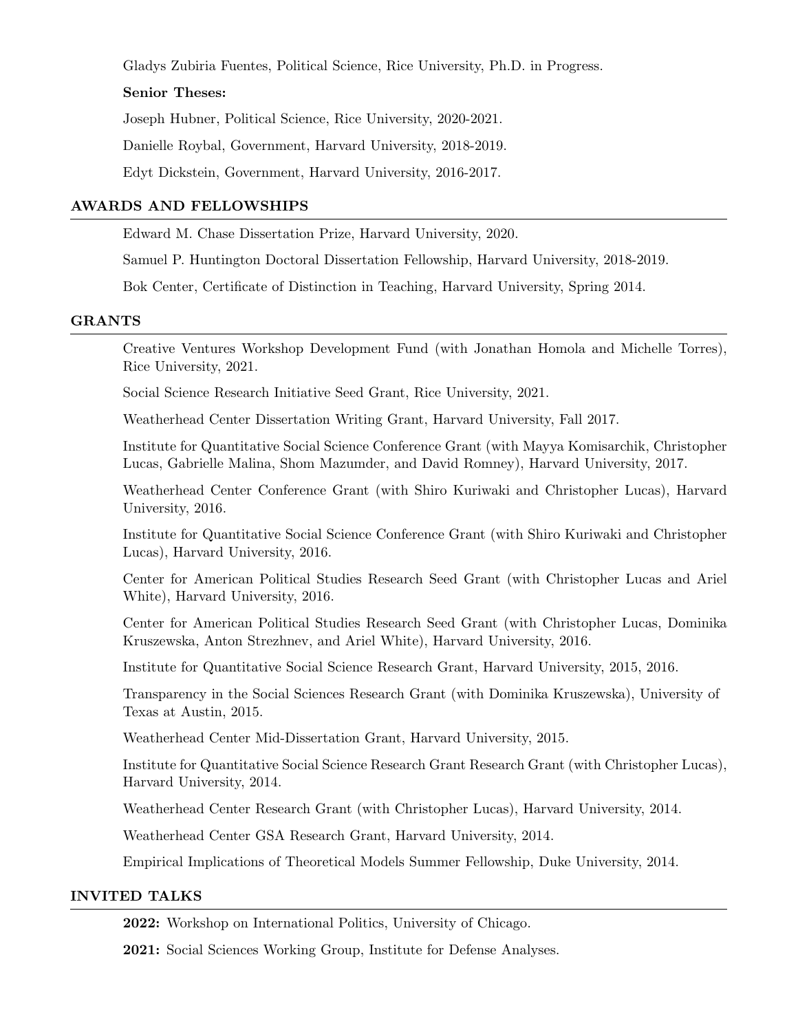Gladys Zubiria Fuentes, Political Science, Rice University, Ph.D. in Progress.

**Senior Theses:**

Joseph Hubner, Political Science, Rice University, 2020-2021.

Danielle Roybal, Government, Harvard University, 2018-2019.

Edyt Dickstein, Government, Harvard University, 2016-2017.

## AWARDS AND FELLOWSHIPS

Edward M. Chase Dissertation Prize, Harvard University, 2020.

Samuel P. Huntington Doctoral Dissertation Fellowship, Harvard University, 2018-2019.

Bok Center, Certificate of Distinction in Teaching, Harvard University, Spring 2014.

## GRANTS

Creative Ventures Workshop Development Fund (with Jonathan Homola and Michelle Torres), Rice University, 2021.

Social Science Research Initiative Seed Grant, Rice University, 2021.

Weatherhead Center Dissertation Writing Grant, Harvard University, Fall 2017.

Institute for Quantitative Social Science Conference Grant (with Mayya Komisarchik, Christopher Lucas, Gabrielle Malina, Shom Mazumder, and David Romney), Harvard University, 2017.

Weatherhead Center Conference Grant (with Shiro Kuriwaki and Christopher Lucas), Harvard University, 2016.

Institute for Quantitative Social Science Conference Grant (with Shiro Kuriwaki and Christopher Lucas), Harvard University, 2016.

Center for American Political Studies Research Seed Grant (with Christopher Lucas and Ariel White), Harvard University, 2016.

Center for American Political Studies Research Seed Grant (with Christopher Lucas, Dominika Kruszewska, Anton Strezhnev, and Ariel White), Harvard University, 2016.

Institute for Quantitative Social Science Research Grant, Harvard University, 2015, 2016.

Transparency in the Social Sciences Research Grant (with Dominika Kruszewska), University of Texas at Austin, 2015.

Weatherhead Center Mid-Dissertation Grant, Harvard University, 2015.

Institute for Quantitative Social Science Research Grant Research Grant (with Christopher Lucas), Harvard University, 2014.

Weatherhead Center Research Grant (with Christopher Lucas), Harvard University, 2014.

Weatherhead Center GSA Research Grant, Harvard University, 2014.

Empirical Implications of Theoretical Models Summer Fellowship, Duke University, 2014.

## INVITED TALKS

**2022:** Workshop on International Politics, University of Chicago.

**2021:** Social Sciences Working Group, Institute for Defense Analyses.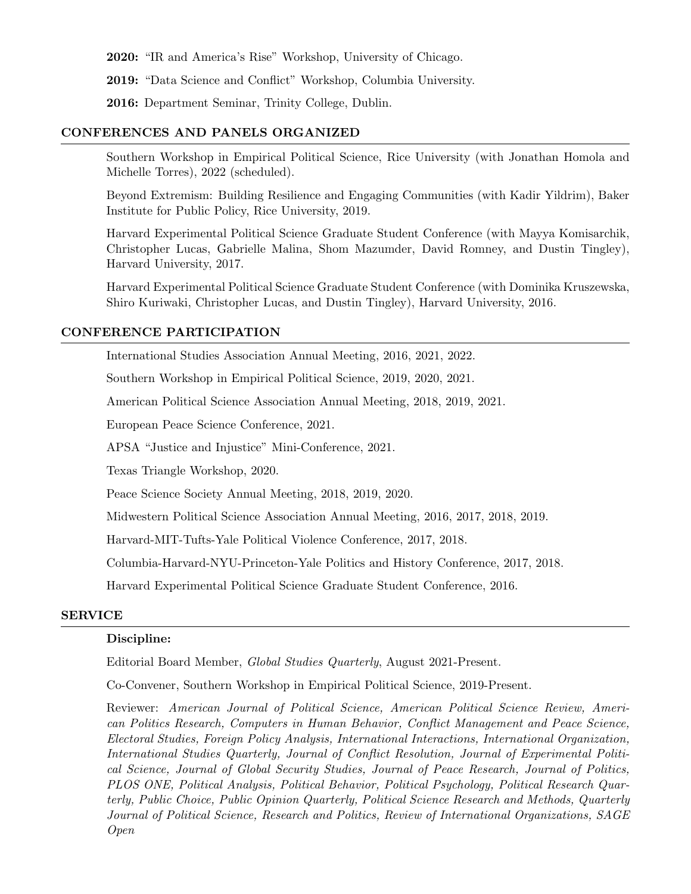**2020:** "IR and America's Rise" Workshop, University of Chicago.

**2019:** "Data Science and Conflict" Workshop, Columbia University.

**2016:** Department Seminar, Trinity College, Dublin.

## CONFERENCES AND PANELS ORGANIZED

Southern Workshop in Empirical Political Science, Rice University (with Jonathan Homola and Michelle Torres), 2022 (scheduled).

Beyond Extremism: Building Resilience and Engaging Communities (with Kadir Yildrim), Baker Institute for Public Policy, Rice University, 2019.

Harvard Experimental Political Science Graduate Student Conference (with Mayya Komisarchik, Christopher Lucas, Gabrielle Malina, Shom Mazumder, David Romney, and Dustin Tingley), Harvard University, 2017.

Harvard Experimental Political Science Graduate Student Conference (with Dominika Kruszewska, Shiro Kuriwaki, Christopher Lucas, and Dustin Tingley), Harvard University, 2016.

## CONFERENCE PARTICIPATION

International Studies Association Annual Meeting, 2016, 2021, 2022.

Southern Workshop in Empirical Political Science, 2019, 2020, 2021.

American Political Science Association Annual Meeting, 2018, 2019, 2021.

European Peace Science Conference, 2021.

APSA "Justice and Injustice" Mini-Conference, 2021.

Texas Triangle Workshop, 2020.

Peace Science Society Annual Meeting, 2018, 2019, 2020.

Midwestern Political Science Association Annual Meeting, 2016, 2017, 2018, 2019.

Harvard-MIT-Tufts-Yale Political Violence Conference, 2017, 2018.

Columbia-Harvard-NYU-Princeton-Yale Politics and History Conference, 2017, 2018.

Harvard Experimental Political Science Graduate Student Conference, 2016.

## SERVICE

**Discipline:**

Editorial Board Member, *Global Studies Quarterly*, August 2021-Present.

Co-Convener, Southern Workshop in Empirical Political Science, 2019-Present.

Reviewer: *American Journal of Political Science, American Political Science Review, American Politics Research, Computers in Human Behavior, Conflict Management and Peace Science, Electoral Studies, Foreign Policy Analysis, International Interactions, International Organization, International Studies Quarterly, Journal of Conflict Resolution, Journal of Experimental Political Science, Journal of Global Security Studies, Journal of Peace Research, Journal of Politics, PLOS ONE, Political Analysis, Political Behavior, Political Psychology, Political Research Quarterly, Public Choice, Public Opinion Quarterly, Political Science Research and Methods, Quarterly Journal of Political Science, Research and Politics, Review of International Organizations, SAGE Open*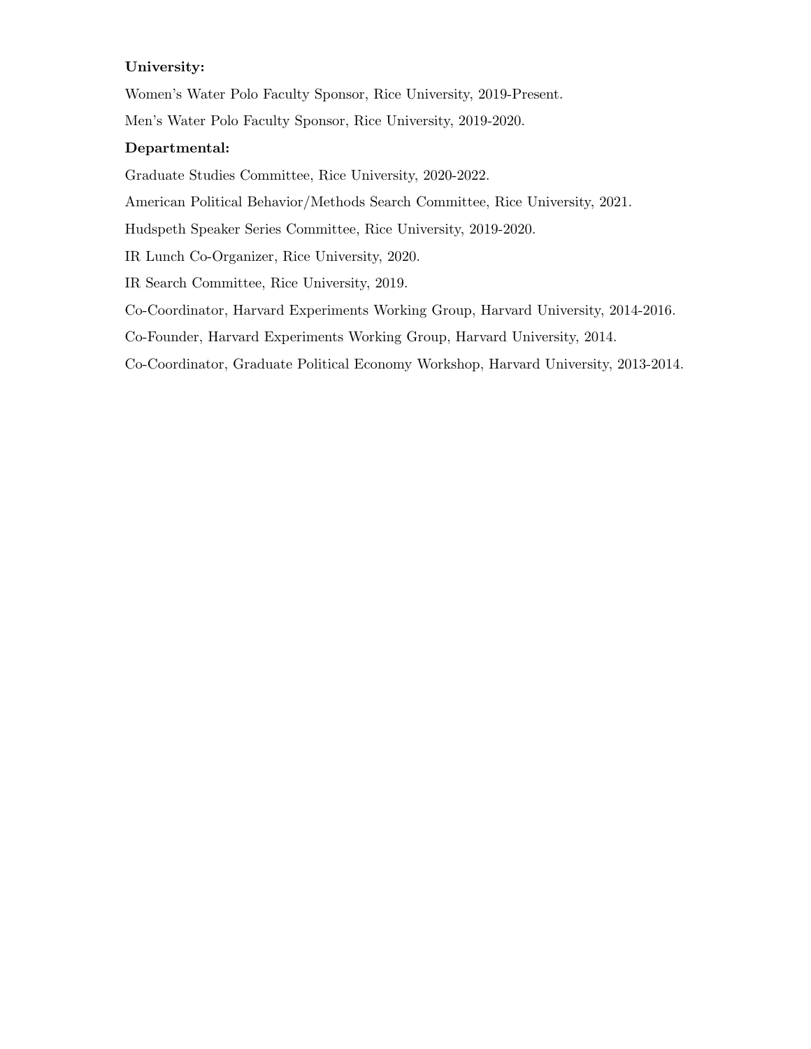**University:**

Women's Water Polo Faculty Sponsor, Rice University, 2019-Present.

Men's Water Polo Faculty Sponsor, Rice University, 2019-2020.

**Departmental:**

Graduate Studies Committee, Rice University, 2020-2022.

American Political Behavior/Methods Search Committee, Rice University, 2021.

Hudspeth Speaker Series Committee, Rice University, 2019-2020.

IR Lunch Co-Organizer, Rice University, 2020.

IR Search Committee, Rice University, 2019.

Co-Coordinator, Harvard Experiments Working Group, Harvard University, 2014-2016.

Co-Founder, Harvard Experiments Working Group, Harvard University, 2014.

Co-Coordinator, Graduate Political Economy Workshop, Harvard University, 2013-2014.